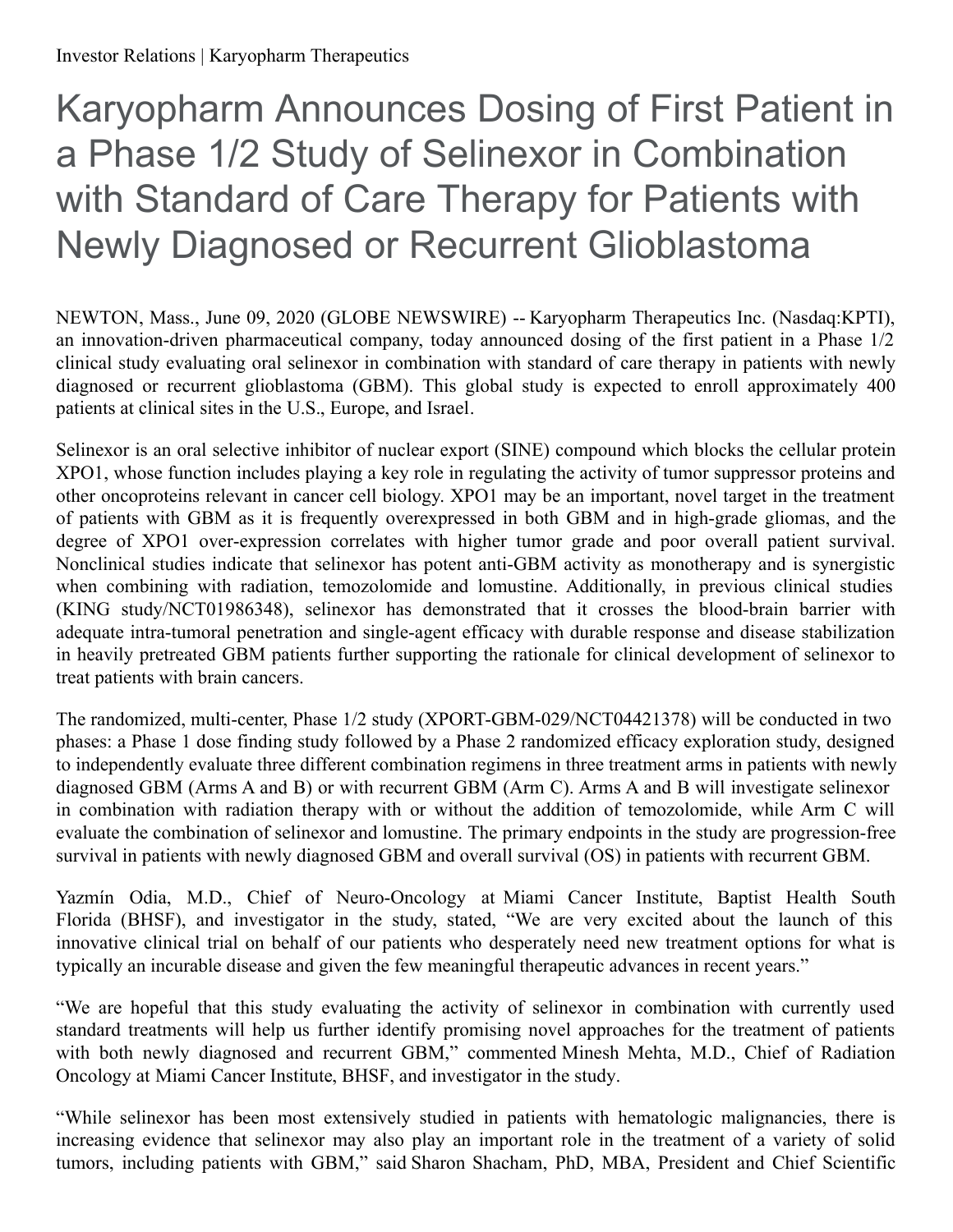Investor Relations | Karyopharm Therapeutics

# Karyopharm Announces Dosing of First Patient in a Phase 1/2 Study of Selinexor in Combination with Standard of Care Therapy for Patients with Newly Diagnosed or Recurrent Glioblastoma

NEWTON, Mass., June 09, 2020 (GLOBE NEWSWIRE) -- Karyopharm Therapeutics Inc. (Nasdaq:KPTI), an innovation-driven pharmaceutical company, today announced dosing of the first patient in a Phase 1/2 clinical study evaluating oral selinexor in combination with standard of care therapy in patients with newly diagnosed or recurrent glioblastoma (GBM). This global study is expected to enroll approximately 400 patients at clinical sites in the U.S., Europe, and Israel.

Selinexor is an oral selective inhibitor of nuclear export (SINE) compound which blocks the cellular protein XPO1, whose function includes playing a key role in regulating the activity of tumor suppressor proteins and other oncoproteins relevant in cancer cell biology. XPO1 may be an important, novel target in the treatment of patients with GBM as it is frequently overexpressed in both GBM and in high-grade gliomas, and the degree of XPO1 over-expression correlates with higher tumor grade and poor overall patient survival. Nonclinical studies indicate that selinexor has potent anti-GBM activity as monotherapy and is synergistic when combining with radiation, temozolomide and lomustine. Additionally, in previous clinical studies (KING study/NCT01986348), selinexor has demonstrated that it crosses the blood-brain barrier with adequate intra-tumoral penetration and single-agent efficacy with durable response and disease stabilization in heavily pretreated GBM patients further supporting the rationale for clinical development of selinexor to treat patients with brain cancers.

The randomized, multi-center, Phase 1/2 study (XPORT-GBM-029/NCT04421378) will be conducted in two phases: a Phase 1 dose finding study followed by a Phase 2 randomized efficacy exploration study, designed to independently evaluate three different combination regimens in three treatment arms in patients with newly diagnosed GBM (Arms A and B) or with recurrent GBM (Arm C). Arms A and B will investigate selinexor in combination with radiation therapy with or without the addition of temozolomide, while Arm C will evaluate the combination of selinexor and lomustine. The primary endpoints in the study are progression-free survival in patients with newly diagnosed GBM and overall survival (OS) in patients with recurrent GBM.

Yazmín Odia, M.D., Chief of Neuro-Oncology at Miami Cancer Institute, Baptist Health South Florida (BHSF), and investigator in the study, stated, “We are very excited about the launch of this innovative clinical trial on behalf of our patients who desperately need new treatment options for what is typically an incurable disease and given the few meaningful therapeutic advances in recent years.”

“We are hopeful that this study evaluating the activity of selinexor in combination with currently used standard treatments will help us further identify promising novel approaches for the treatment of patients with both newly diagnosed and recurrent GBM,” commented Minesh Mehta, M.D., Chief of Radiation Oncology at Miami Cancer Institute, BHSF, and investigator in the study.

“While selinexor has been most extensively studied in patients with hematologic malignancies, there is increasing evidence that selinexor may also play an important role in the treatment of a variety of solid tumors, including patients with GBM,” said Sharon Shacham, PhD, MBA, President and Chief Scientific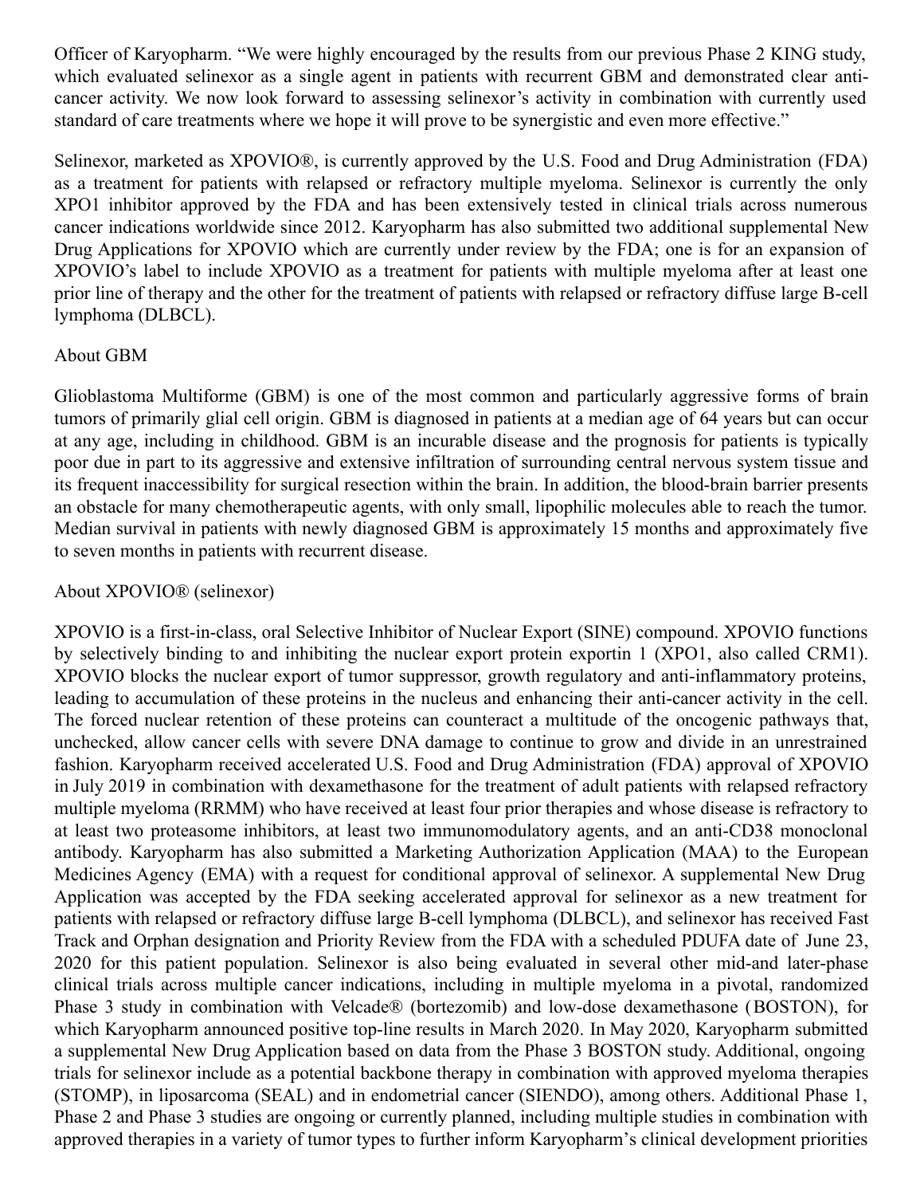Officer of Karyopharm. “We were highly encouraged by the results from our previous Phase 2 KING study, which evaluated selinexor as a single agent in patients with recurrent GBM and demonstrated clear anti-cancer activity. We now look forward to assessing selinexor’s activity in combination with currently used standard of care treatments where we hope it will prove to be synergistic and even more effective.”

Selinexor, marketed as XPOVIO®, is currently approved by the U.S. Food and Drug Administration (FDA) as a treatment for patients with relapsed or refractory multiple myeloma. Selinexor is currently the only XPO1 inhibitor approved by the FDA and has been extensively tested in clinical trials across numerous cancer indications worldwide since 2012. Karyopharm has also submitted two additional supplemental New Drug Applications for XPOVIO which are currently under review by the FDA; one is for an expansion of XPOVIO’s label to include XPOVIO as a treatment for patients with multiple myeloma after at least one prior line of therapy and the other for the treatment of patients with relapsed or refractory diffuse large B-cell lymphoma (DLBCL).

## About GBM

Glioblastoma Multiforme (GBM) is one of the most common and particularly aggressive forms of brain tumors of primarily glial cell origin. GBM is diagnosed in patients at a median age of 64 years but can occur at any age, including in childhood. GBM is an incurable disease and the prognosis for patients is typically poor due in part to its aggressive and extensive infiltration of surrounding central nervous system tissue and its frequent inaccessibility for surgical resection within the brain. In addition, the blood-brain barrier presents an obstacle for many chemotherapeutic agents, with only small, lipophilic molecules able to reach the tumor. Median survival in patients with newly diagnosed GBM is approximately 15 months and approximately five to seven months in patients with recurrent disease.

## About XPOVIO® (selinexor)

XPOVIO is a first-in-class, oral Selective Inhibitor of Nuclear Export (SINE) compound. XPOVIO functions by selectively binding to and inhibiting the nuclear export protein exportin 1 (XPO1, also called CRM1). XPOVIO blocks the nuclear export of tumor suppressor, growth regulatory and anti-inflammatory proteins, leading to accumulation of these proteins in the nucleus and enhancing their anti-cancer activity in the cell. The forced nuclear retention of these proteins can counteract a multitude of the oncogenic pathways that, unchecked, allow cancer cells with severe DNA damage to continue to grow and divide in an unrestrained fashion. Karyopharm received accelerated U.S. Food and Drug Administration (FDA) approval of XPOVIO in July 2019 in combination with dexamethasone for the treatment of adult patients with relapsed refractory multiple myeloma (RRMM) who have received at least four prior therapies and whose disease is refractory to at least two proteasome inhibitors, at least two immunomodulatory agents, and an anti-CD38 monoclonal antibody. Karyopharm has also submitted a Marketing Authorization Application (MAA) to the European Medicines Agency (EMA) with a request for conditional approval of selinexor. A supplemental New Drug Application was accepted by the FDA seeking accelerated approval for selinexor as a new treatment for patients with relapsed or refractory diffuse large B-cell lymphoma (DLBCL), and selinexor has received Fast Track and Orphan designation and Priority Review from the FDA with a scheduled PDUFA date of June 23, 2020 for this patient population. Selinexor is also being evaluated in several other mid-and later-phase clinical trials across multiple cancer indications, including in multiple myeloma in a pivotal, randomized Phase 3 study in combination with Velcade® (bortezomib) and low-dose dexamethasone (BOSTON), for which Karyopharm announced positive top-line results in March 2020. In May 2020, Karyopharm submitted a supplemental New Drug Application based on data from the Phase 3 BOSTON study. Additional, ongoing trials for selinexor include as a potential backbone therapy in combination with approved myeloma therapies (STOMP), in liposarcoma (SEAL) and in endometrial cancer (SIENDO), among others. Additional Phase 1, Phase 2 and Phase 3 studies are ongoing or currently planned, including multiple studies in combination with approved therapies in a variety of tumor types to further inform Karyopharm’s clinical development priorities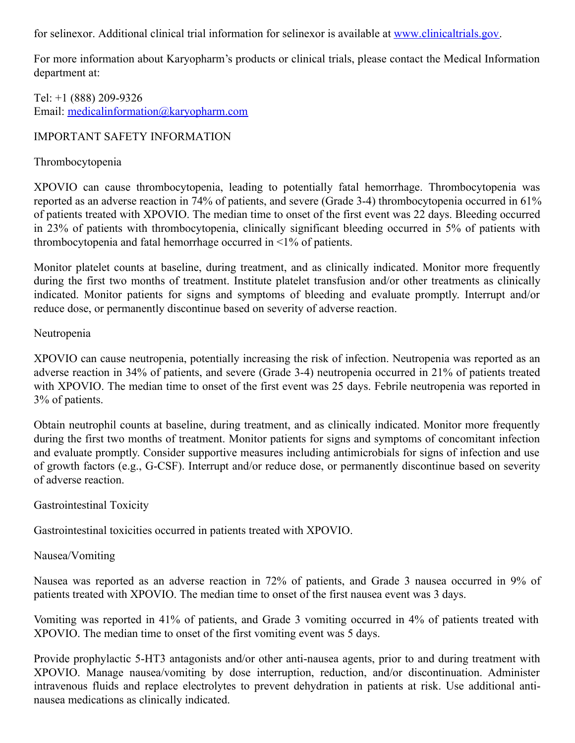for selinexor. Additional clinical trial information for selinexor is available at [www.clinicaltrials.gov](http://www.clinicaltrials.gov).

For more information about Karyopharm's products or clinical trials, please contact the Medical Information department at:

Tel: +1 (888) 209-9326
Email: [medicalinformation@karyopharm.com](mailto:medicalinformation@karyopharm.com)

## IMPORTANT SAFETY INFORMATION

### Thrombocytopenia

XPOVIO can cause thrombocytopenia, leading to potentially fatal hemorrhage. Thrombocytopenia was reported as an adverse reaction in 74% of patients, and severe (Grade 3-4) thrombocytopenia occurred in 61% of patients treated with XPOVIO. The median time to onset of the first event was 22 days. Bleeding occurred in 23% of patients with thrombocytopenia, clinically significant bleeding occurred in 5% of patients with thrombocytopenia and fatal hemorrhage occurred in <1% of patients.

Monitor platelet counts at baseline, during treatment, and as clinically indicated. Monitor more frequently during the first two months of treatment. Institute platelet transfusion and/or other treatments as clinically indicated. Monitor patients for signs and symptoms of bleeding and evaluate promptly. Interrupt and/or reduce dose, or permanently discontinue based on severity of adverse reaction.

### Neutropenia

XPOVIO can cause neutropenia, potentially increasing the risk of infection. Neutropenia was reported as an adverse reaction in 34% of patients, and severe (Grade 3-4) neutropenia occurred in 21% of patients treated with XPOVIO. The median time to onset of the first event was 25 days. Febrile neutropenia was reported in 3% of patients.

Obtain neutrophil counts at baseline, during treatment, and as clinically indicated. Monitor more frequently during the first two months of treatment. Monitor patients for signs and symptoms of concomitant infection and evaluate promptly. Consider supportive measures including antimicrobials for signs of infection and use of growth factors (e.g., G-CSF). Interrupt and/or reduce dose, or permanently discontinue based on severity of adverse reaction.

### Gastrointestinal Toxicity

Gastrointestinal toxicities occurred in patients treated with XPOVIO.

#### Nausea/Vomiting

Nausea was reported as an adverse reaction in 72% of patients, and Grade 3 nausea occurred in 9% of patients treated with XPOVIO. The median time to onset of the first nausea event was 3 days.

Vomiting was reported in 41% of patients, and Grade 3 vomiting occurred in 4% of patients treated with XPOVIO. The median time to onset of the first vomiting event was 5 days.

Provide prophylactic 5-HT3 antagonists and/or other anti-nausea agents, prior to and during treatment with XPOVIO. Manage nausea/vomiting by dose interruption, reduction, and/or discontinuation. Administer intravenous fluids and replace electrolytes to prevent dehydration in patients at risk. Use additional anti-nausea medications as clinically indicated.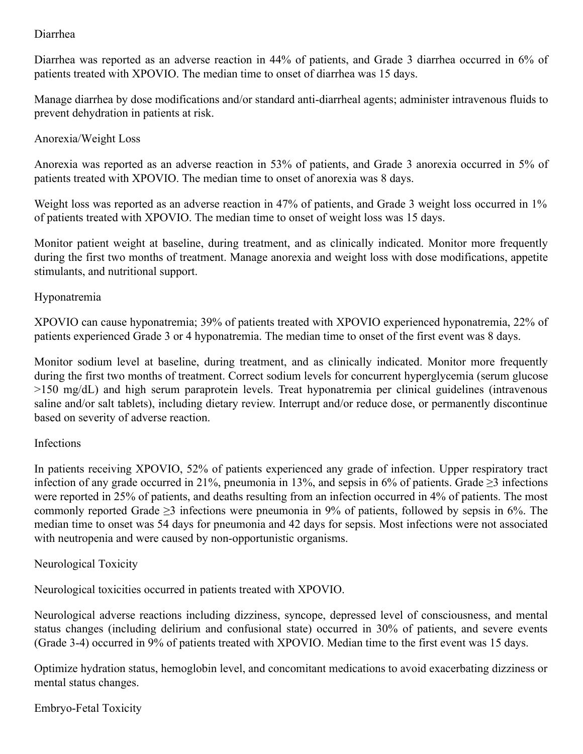### Diarrhea

Diarrhea was reported as an adverse reaction in 44% of patients, and Grade 3 diarrhea occurred in 6% of patients treated with XPOVIO. The median time to onset of diarrhea was 15 days.

Manage diarrhea by dose modifications and/or standard anti-diarrheal agents; administer intravenous fluids to prevent dehydration in patients at risk.

### Anorexia/Weight Loss

Anorexia was reported as an adverse reaction in 53% of patients, and Grade 3 anorexia occurred in 5% of patients treated with XPOVIO. The median time to onset of anorexia was 8 days.

Weight loss was reported as an adverse reaction in 47% of patients, and Grade 3 weight loss occurred in 1% of patients treated with XPOVIO. The median time to onset of weight loss was 15 days.

Monitor patient weight at baseline, during treatment, and as clinically indicated. Monitor more frequently during the first two months of treatment. Manage anorexia and weight loss with dose modifications, appetite stimulants, and nutritional support.

### Hyponatremia

XPOVIO can cause hyponatremia; 39% of patients treated with XPOVIO experienced hyponatremia, 22% of patients experienced Grade 3 or 4 hyponatremia. The median time to onset of the first event was 8 days.

Monitor sodium level at baseline, during treatment, and as clinically indicated. Monitor more frequently during the first two months of treatment. Correct sodium levels for concurrent hyperglycemia (serum glucose >150 mg/dL) and high serum paraprotein levels. Treat hyponatremia per clinical guidelines (intravenous saline and/or salt tablets), including dietary review. Interrupt and/or reduce dose, or permanently discontinue based on severity of adverse reaction.

### Infections

In patients receiving XPOVIO, 52% of patients experienced any grade of infection. Upper respiratory tract infection of any grade occurred in 21%, pneumonia in 13%, and sepsis in 6% of patients. Grade ≥3 infections were reported in 25% of patients, and deaths resulting from an infection occurred in 4% of patients. The most commonly reported Grade ≥3 infections were pneumonia in 9% of patients, followed by sepsis in 6%. The median time to onset was 54 days for pneumonia and 42 days for sepsis. Most infections were not associated with neutropenia and were caused by non-opportunistic organisms.

### Neurological Toxicity

Neurological toxicities occurred in patients treated with XPOVIO.

Neurological adverse reactions including dizziness, syncope, depressed level of consciousness, and mental status changes (including delirium and confusional state) occurred in 30% of patients, and severe events (Grade 3-4) occurred in 9% of patients treated with XPOVIO. Median time to the first event was 15 days.

Optimize hydration status, hemoglobin level, and concomitant medications to avoid exacerbating dizziness or mental status changes.

### Embryo-Fetal Toxicity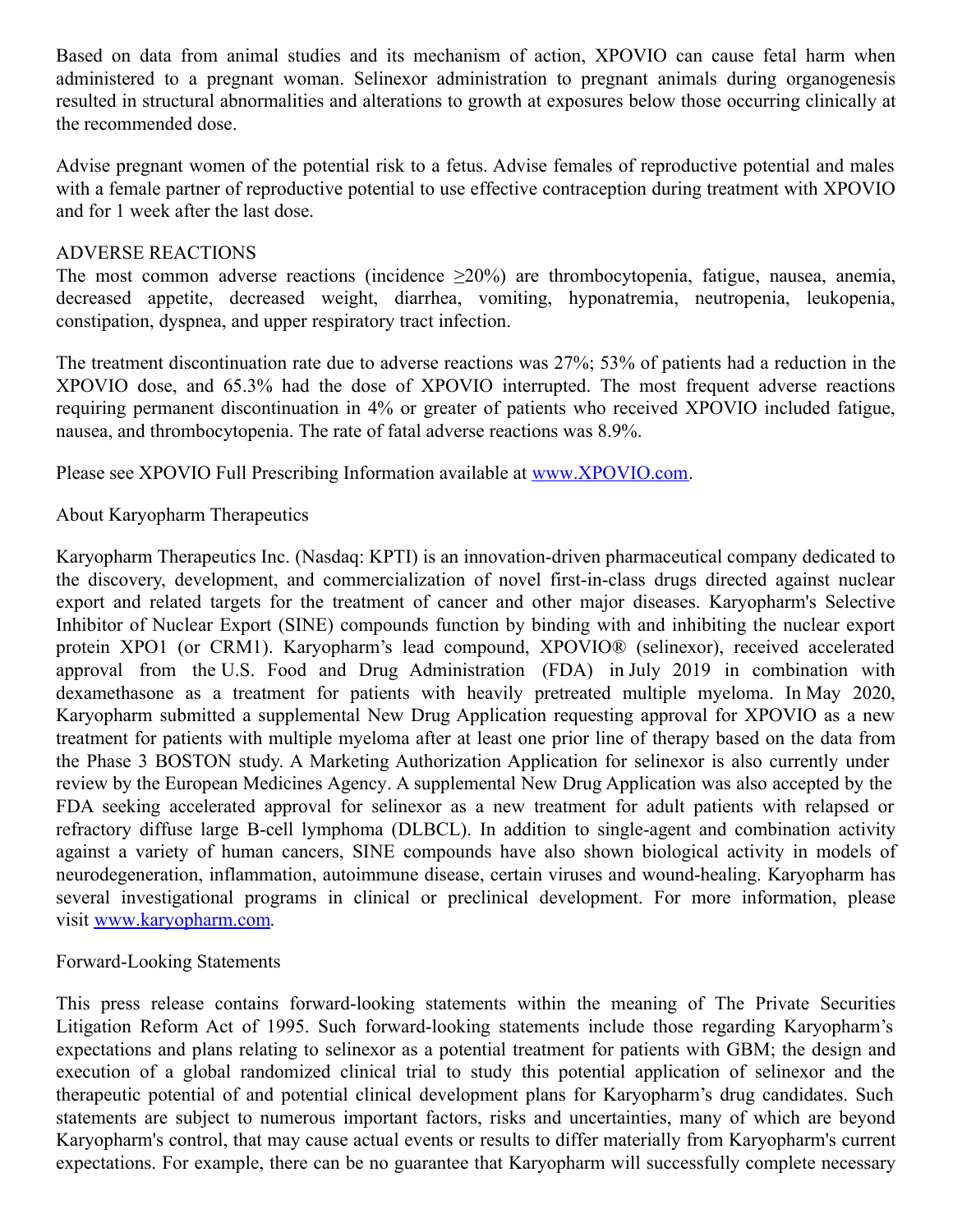Based on data from animal studies and its mechanism of action, XPOVIO can cause fetal harm when administered to a pregnant woman. Selinexor administration to pregnant animals during organogenesis resulted in structural abnormalities and alterations to growth at exposures below those occurring clinically at the recommended dose.

Advise pregnant women of the potential risk to a fetus. Advise females of reproductive potential and males with a female partner of reproductive potential to use effective contraception during treatment with XPOVIO and for 1 week after the last dose.

ADVERSE REACTIONS

The most common adverse reactions (incidence ≥20%) are thrombocytopenia, fatigue, nausea, anemia, decreased appetite, decreased weight, diarrhea, vomiting, hyponatremia, neutropenia, leukopenia, constipation, dyspnea, and upper respiratory tract infection.

The treatment discontinuation rate due to adverse reactions was 27%; 53% of patients had a reduction in the XPOVIO dose, and 65.3% had the dose of XPOVIO interrupted. The most frequent adverse reactions requiring permanent discontinuation in 4% or greater of patients who received XPOVIO included fatigue, nausea, and thrombocytopenia. The rate of fatal adverse reactions was 8.9%.

Please see XPOVIO Full Prescribing Information available at www.XPOVIO.com.

About Karyopharm Therapeutics

Karyopharm Therapeutics Inc. (Nasdaq: KPTI) is an innovation-driven pharmaceutical company dedicated to the discovery, development, and commercialization of novel first-in-class drugs directed against nuclear export and related targets for the treatment of cancer and other major diseases. Karyopharm's Selective Inhibitor of Nuclear Export (SINE) compounds function by binding with and inhibiting the nuclear export protein XPO1 (or CRM1). Karyopharm's lead compound, XPOVIO® (selinexor), received accelerated approval from the U.S. Food and Drug Administration (FDA) in July 2019 in combination with dexamethasone as a treatment for patients with heavily pretreated multiple myeloma. In May 2020, Karyopharm submitted a supplemental New Drug Application requesting approval for XPOVIO as a new treatment for patients with multiple myeloma after at least one prior line of therapy based on the data from the Phase 3 BOSTON study. A Marketing Authorization Application for selinexor is also currently under review by the European Medicines Agency. A supplemental New Drug Application was also accepted by the FDA seeking accelerated approval for selinexor as a new treatment for adult patients with relapsed or refractory diffuse large B-cell lymphoma (DLBCL). In addition to single-agent and combination activity against a variety of human cancers, SINE compounds have also shown biological activity in models of neurodegeneration, inflammation, autoimmune disease, certain viruses and wound-healing. Karyopharm has several investigational programs in clinical or preclinical development. For more information, please visit www.karyopharm.com.

Forward-Looking Statements

This press release contains forward-looking statements within the meaning of The Private Securities Litigation Reform Act of 1995. Such forward-looking statements include those regarding Karyopharm's expectations and plans relating to selinexor as a potential treatment for patients with GBM; the design and execution of a global randomized clinical trial to study this potential application of selinexor and the therapeutic potential of and potential clinical development plans for Karyopharm's drug candidates. Such statements are subject to numerous important factors, risks and uncertainties, many of which are beyond Karyopharm's control, that may cause actual events or results to differ materially from Karyopharm's current expectations. For example, there can be no guarantee that Karyopharm will successfully complete necessary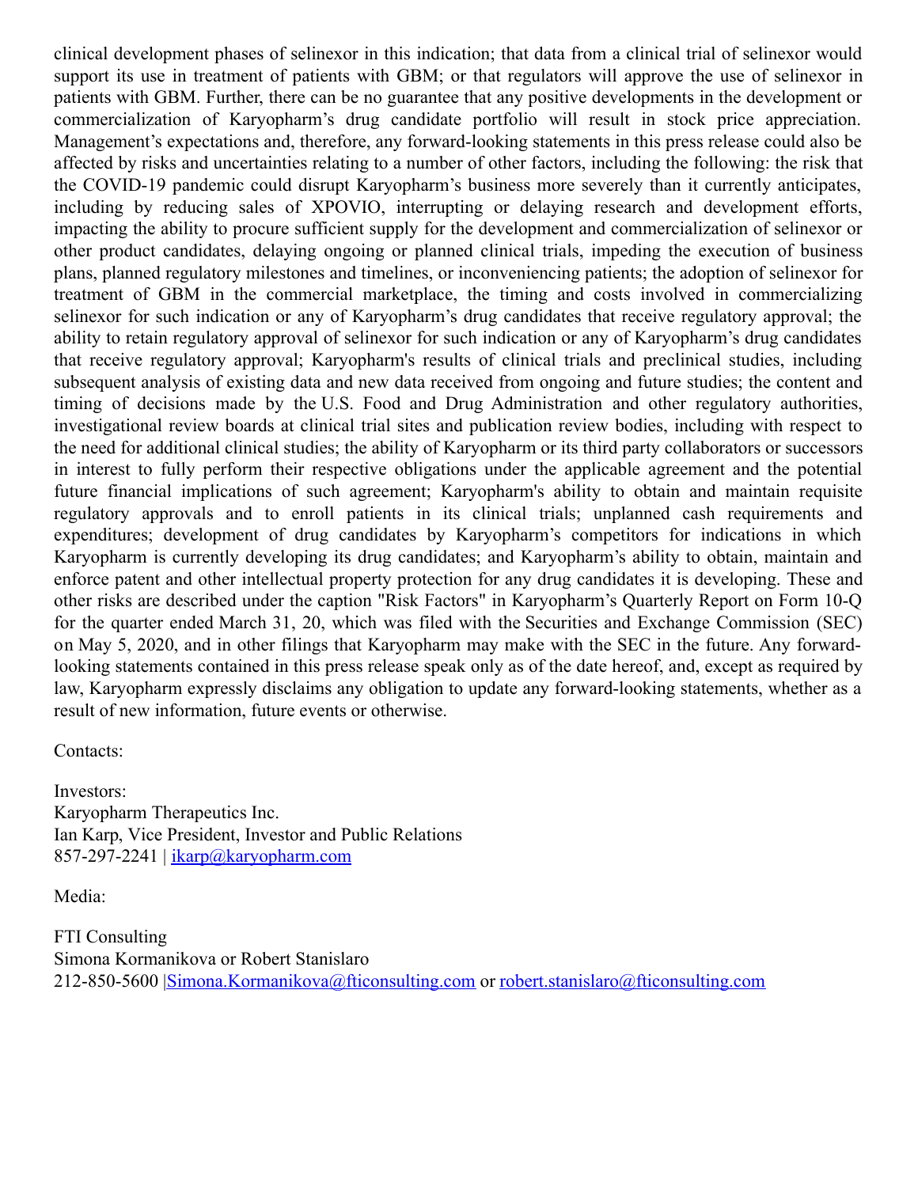clinical development phases of selinexor in this indication; that data from a clinical trial of selinexor would support its use in treatment of patients with GBM; or that regulators will approve the use of selinexor in patients with GBM. Further, there can be no guarantee that any positive developments in the development or commercialization of Karyopharm's drug candidate portfolio will result in stock price appreciation. Management's expectations and, therefore, any forward-looking statements in this press release could also be affected by risks and uncertainties relating to a number of other factors, including the following: the risk that the COVID-19 pandemic could disrupt Karyopharm's business more severely than it currently anticipates, including by reducing sales of XPOVIO, interrupting or delaying research and development efforts, impacting the ability to procure sufficient supply for the development and commercialization of selinexor or other product candidates, delaying ongoing or planned clinical trials, impeding the execution of business plans, planned regulatory milestones and timelines, or inconveniencing patients; the adoption of selinexor for treatment of GBM in the commercial marketplace, the timing and costs involved in commercializing selinexor for such indication or any of Karyopharm's drug candidates that receive regulatory approval; the ability to retain regulatory approval of selinexor for such indication or any of Karyopharm's drug candidates that receive regulatory approval; Karyopharm's results of clinical trials and preclinical studies, including subsequent analysis of existing data and new data received from ongoing and future studies; the content and timing of decisions made by the U.S. Food and Drug Administration and other regulatory authorities, investigational review boards at clinical trial sites and publication review bodies, including with respect to the need for additional clinical studies; the ability of Karyopharm or its third party collaborators or successors in interest to fully perform their respective obligations under the applicable agreement and the potential future financial implications of such agreement; Karyopharm's ability to obtain and maintain requisite regulatory approvals and to enroll patients in its clinical trials; unplanned cash requirements and expenditures; development of drug candidates by Karyopharm's competitors for indications in which Karyopharm is currently developing its drug candidates; and Karyopharm's ability to obtain, maintain and enforce patent and other intellectual property protection for any drug candidates it is developing. These and other risks are described under the caption "Risk Factors" in Karyopharm's Quarterly Report on Form 10-Q for the quarter ended March 31, 20, which was filed with the Securities and Exchange Commission (SEC) on May 5, 2020, and in other filings that Karyopharm may make with the SEC in the future. Any forward-looking statements contained in this press release speak only as of the date hereof, and, except as required by law, Karyopharm expressly disclaims any obligation to update any forward-looking statements, whether as a result of new information, future events or otherwise.

Contacts:

Investors:
Karyopharm Therapeutics Inc.
Ian Karp, Vice President, Investor and Public Relations
857-297-2241 | ikarp@karyopharm.com

Media:

FTI Consulting
Simona Kormanikova or Robert Stanislaro
212-850-5600 |Simona.Kormanikova@fticonsulting.com or robert.stanislaro@fticonsulting.com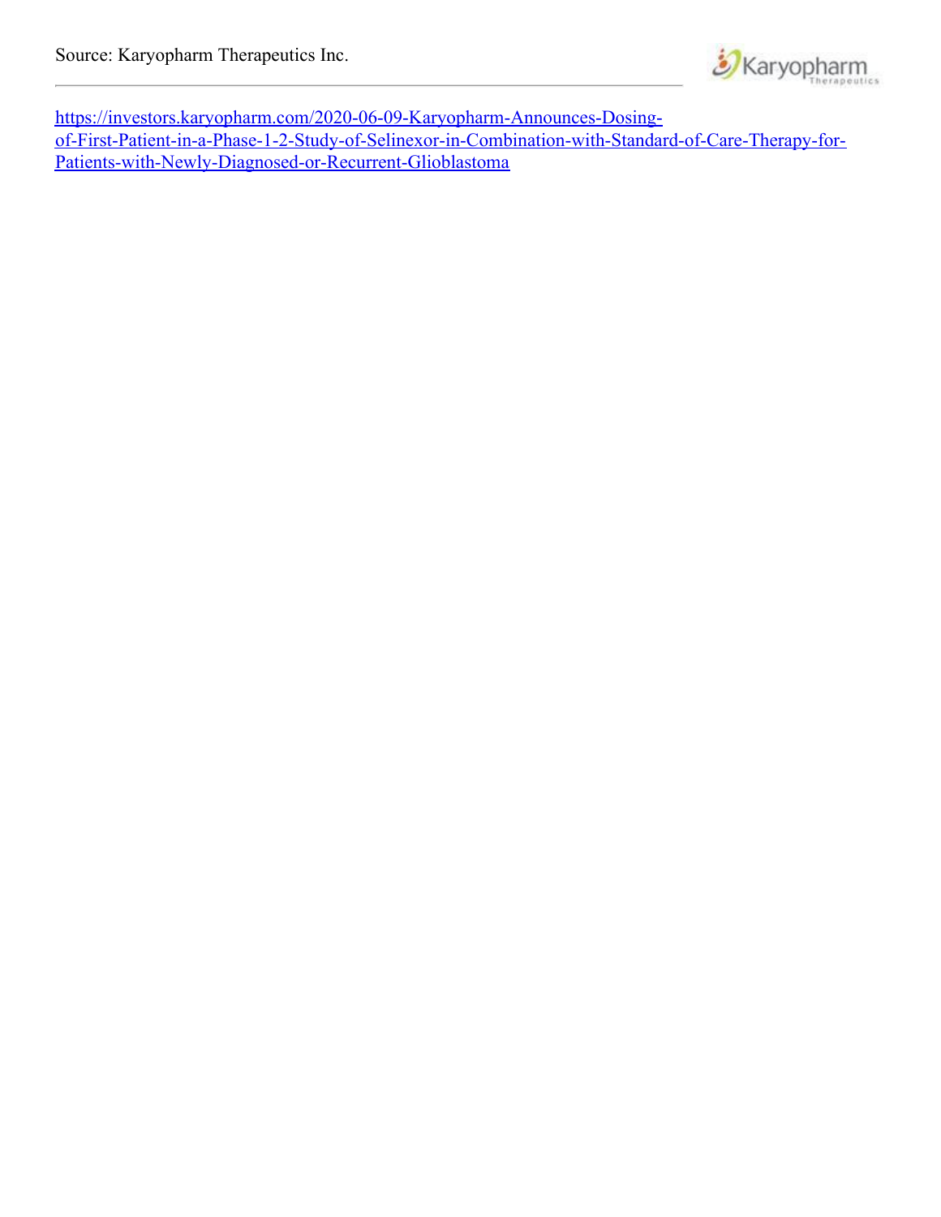Source: Karyopharm Therapeutics Inc.

https://investors.karyopharm.com/2020-06-09-Karyopharm-Announces-Dosing-of-First-Patient-in-a-Phase-1-2-Study-of-Selinexor-in-Combination-with-Standard-of-Care-Therapy-for-Patients-with-Newly-Diagnosed-or-Recurrent-Glioblastoma